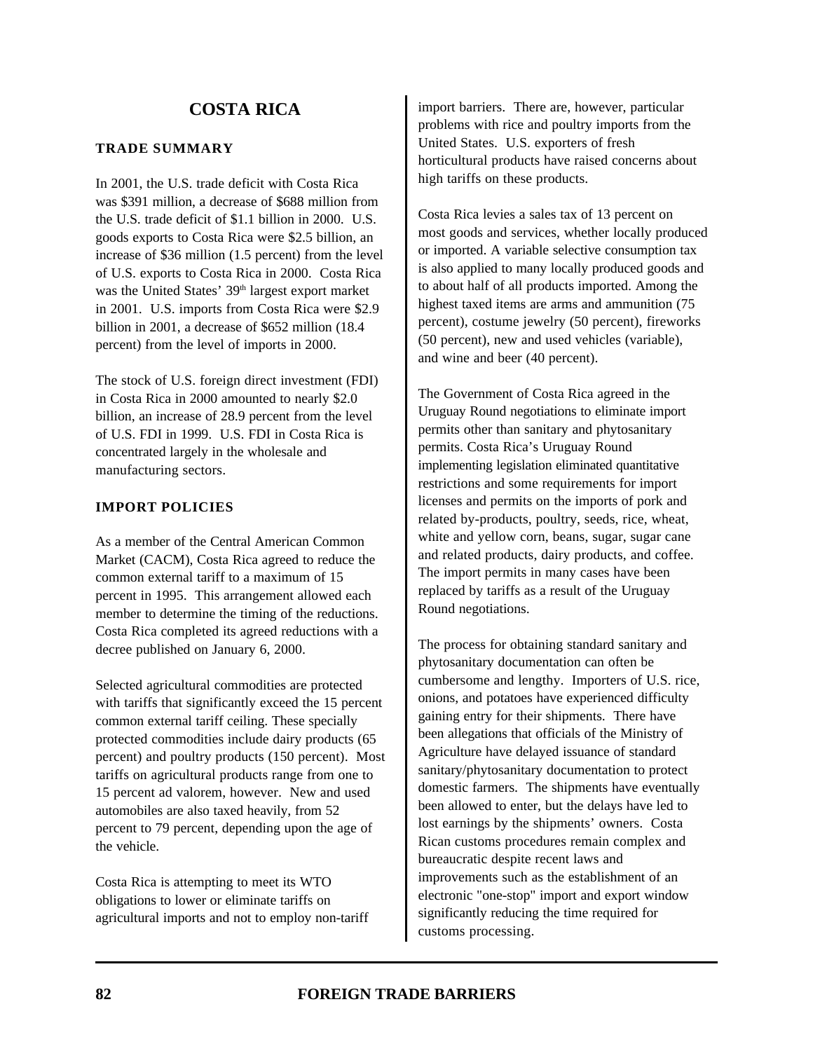# COSTA RICA

## TRADE SUMMARY

In 2001, the U.S. trade deficit with Costa Rica was $391 million, a decrease of $688 million from the U.S. trade deficit of $1.1 billion in 2000. U.S. goods exports to Costa Rica were $2.5 billion, an increase of $36 million (1.5 percent) from the level of U.S. exports to Costa Rica in 2000. Costa Rica was the United States' 39th largest export market in 2001. U.S. imports from Costa Rica were $2.9 billion in 2001, a decrease of $652 million (18.4 percent) from the level of imports in 2000.

The stock of U.S. foreign direct investment (FDI) in Costa Rica in 2000 amounted to nearly $2.0 billion, an increase of 28.9 percent from the level of U.S. FDI in 1999. U.S. FDI in Costa Rica is concentrated largely in the wholesale and manufacturing sectors.

## IMPORT POLICIES

As a member of the Central American Common Market (CACM), Costa Rica agreed to reduce the common external tariff to a maximum of 15 percent in 1995. This arrangement allowed each member to determine the timing of the reductions. Costa Rica completed its agreed reductions with a decree published on January 6, 2000.

Selected agricultural commodities are protected with tariffs that significantly exceed the 15 percent common external tariff ceiling. These specially protected commodities include dairy products (65 percent) and poultry products (150 percent). Most tariffs on agricultural products range from one to 15 percent ad valorem, however. New and used automobiles are also taxed heavily, from 52 percent to 79 percent, depending upon the age of the vehicle.

Costa Rica is attempting to meet its WTO obligations to lower or eliminate tariffs on agricultural imports and not to employ non-tariff import barriers. There are, however, particular problems with rice and poultry imports from the United States. U.S. exporters of fresh horticultural products have raised concerns about high tariffs on these products.

Costa Rica levies a sales tax of 13 percent on most goods and services, whether locally produced or imported. A variable selective consumption tax is also applied to many locally produced goods and to about half of all products imported. Among the highest taxed items are arms and ammunition (75 percent), costume jewelry (50 percent), fireworks (50 percent), new and used vehicles (variable), and wine and beer (40 percent).

The Government of Costa Rica agreed in the Uruguay Round negotiations to eliminate import permits other than sanitary and phytosanitary permits. Costa Rica's Uruguay Round implementing legislation eliminated quantitative restrictions and some requirements for import licenses and permits on the imports of pork and related by-products, poultry, seeds, rice, wheat, white and yellow corn, beans, sugar, sugar cane and related products, dairy products, and coffee. The import permits in many cases have been replaced by tariffs as a result of the Uruguay Round negotiations.

The process for obtaining standard sanitary and phytosanitary documentation can often be cumbersome and lengthy. Importers of U.S. rice, onions, and potatoes have experienced difficulty gaining entry for their shipments. There have been allegations that officials of the Ministry of Agriculture have delayed issuance of standard sanitary/phytosanitary documentation to protect domestic farmers. The shipments have eventually been allowed to enter, but the delays have led to lost earnings by the shipments' owners. Costa Rican customs procedures remain complex and bureaucratic despite recent laws and improvements such as the establishment of an electronic "one-stop" import and export window significantly reducing the time required for customs processing.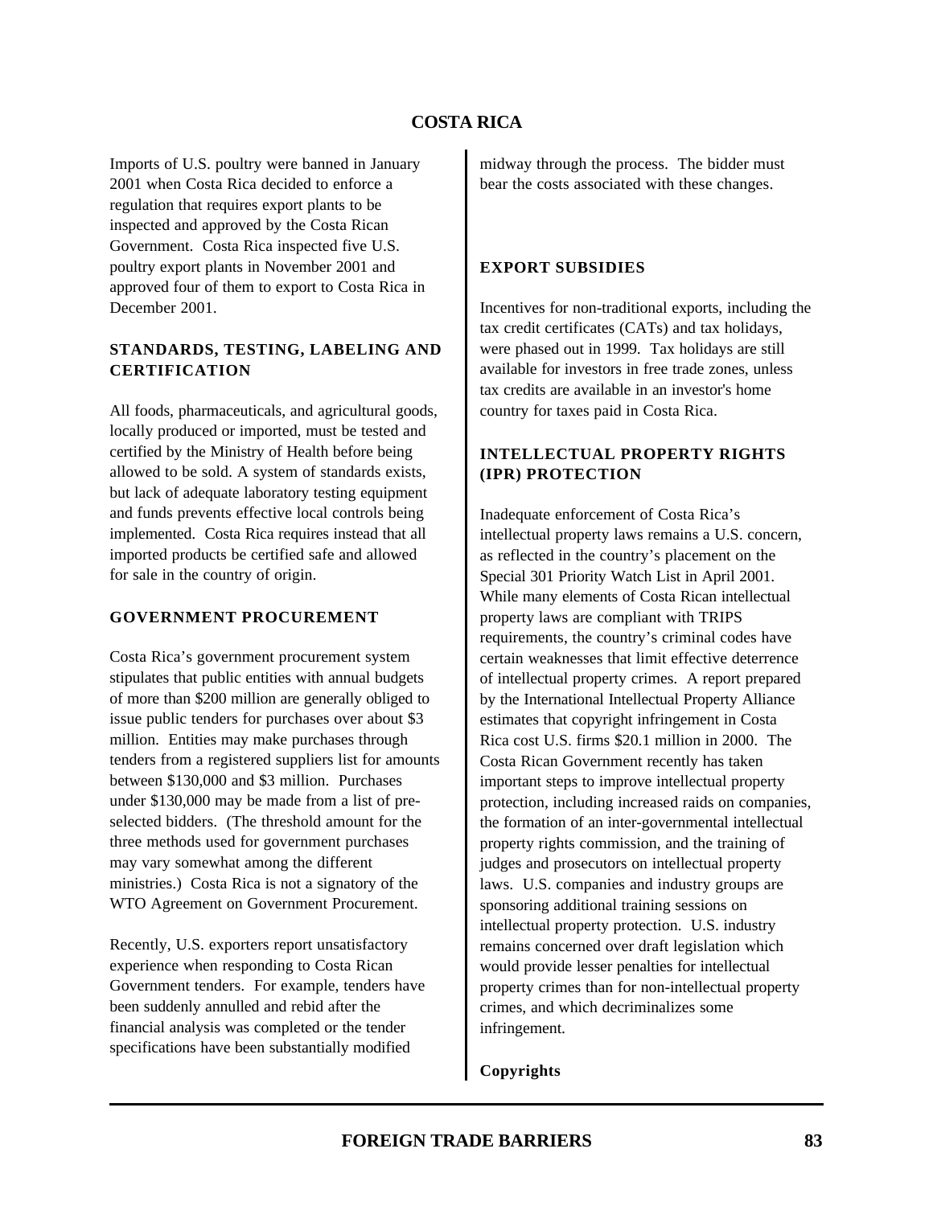Imports of U.S. poultry were banned in January 2001 when Costa Rica decided to enforce a regulation that requires export plants to be inspected and approved by the Costa Rican Government. Costa Rica inspected five U.S. poultry export plants in November 2001 and approved four of them to export to Costa Rica in December 2001.

## STANDARDS, TESTING, LABELING AND CERTIFICATION

All foods, pharmaceuticals, and agricultural goods, locally produced or imported, must be tested and certified by the Ministry of Health before being allowed to be sold. A system of standards exists, but lack of adequate laboratory testing equipment and funds prevents effective local controls being implemented. Costa Rica requires instead that all imported products be certified safe and allowed for sale in the country of origin.

## GOVERNMENT PROCUREMENT

Costa Rica's government procurement system stipulates that public entities with annual budgets of more than $200 million are generally obliged to issue public tenders for purchases over about $3 million. Entities may make purchases through tenders from a registered suppliers list for amounts between $130,000 and $3 million. Purchases under $130,000 may be made from a list of pre-selected bidders. (The threshold amount for the three methods used for government purchases may vary somewhat among the different ministries.) Costa Rica is not a signatory of the WTO Agreement on Government Procurement.

Recently, U.S. exporters report unsatisfactory experience when responding to Costa Rican Government tenders. For example, tenders have been suddenly annulled and rebid after the financial analysis was completed or the tender specifications have been substantially modified midway through the process. The bidder must bear the costs associated with these changes.

## EXPORT SUBSIDIES

Incentives for non-traditional exports, including the tax credit certificates (CATs) and tax holidays, were phased out in 1999. Tax holidays are still available for investors in free trade zones, unless tax credits are available in an investor's home country for taxes paid in Costa Rica.

## INTELLECTUAL PROPERTY RIGHTS (IPR) PROTECTION

Inadequate enforcement of Costa Rica's intellectual property laws remains a U.S. concern, as reflected in the country's placement on the Special 301 Priority Watch List in April 2001. While many elements of Costa Rican intellectual property laws are compliant with TRIPS requirements, the country's criminal codes have certain weaknesses that limit effective deterrence of intellectual property crimes. A report prepared by the International Intellectual Property Alliance estimates that copyright infringement in Costa Rica cost U.S. firms $20.1 million in 2000. The Costa Rican Government recently has taken important steps to improve intellectual property protection, including increased raids on companies, the formation of an inter-governmental intellectual property rights commission, and the training of judges and prosecutors on intellectual property laws. U.S. companies and industry groups are sponsoring additional training sessions on intellectual property protection. U.S. industry remains concerned over draft legislation which would provide lesser penalties for intellectual property crimes than for non-intellectual property crimes, and which decriminalizes some infringement.

### Copyrights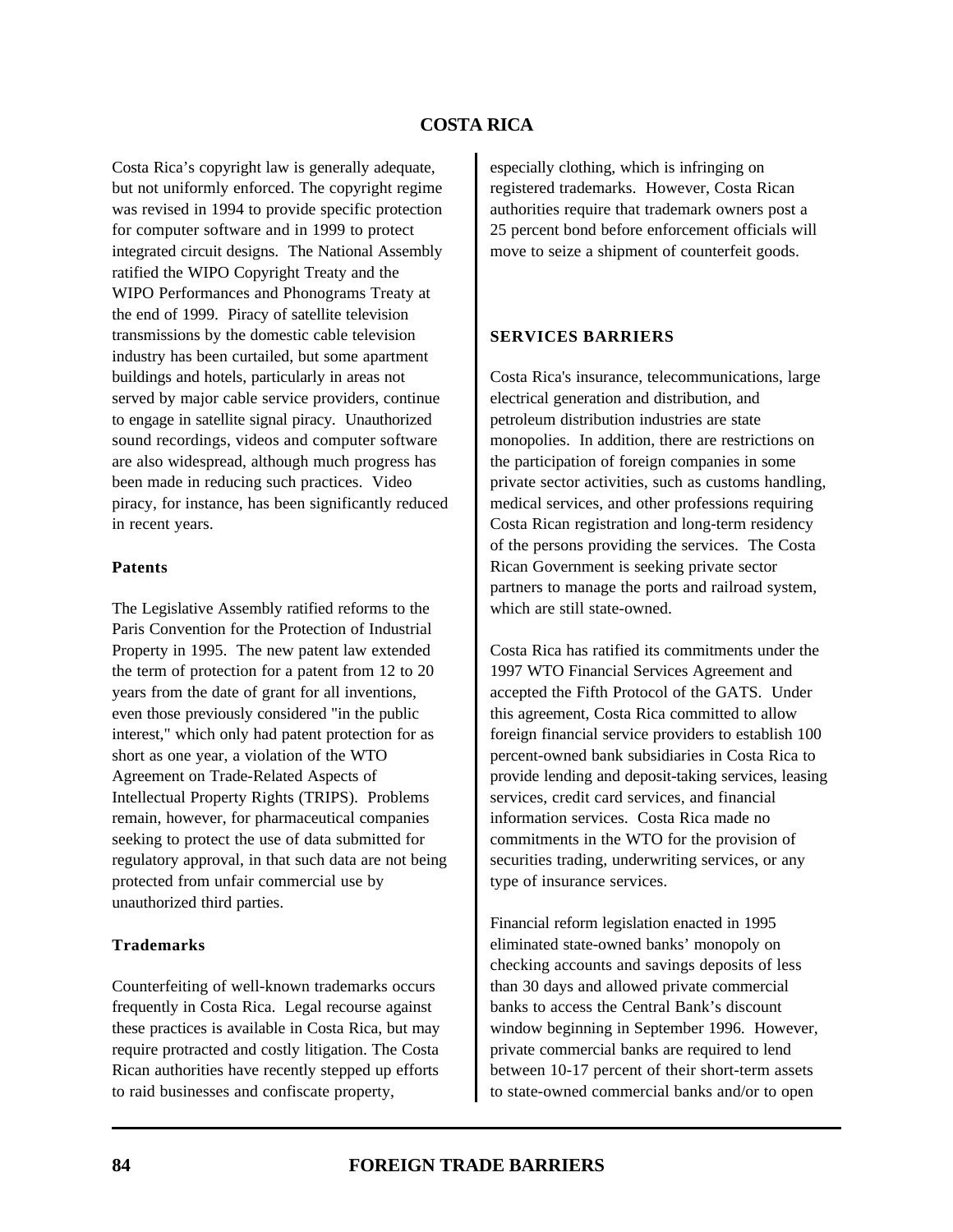# COSTA RICA

Costa Rica's copyright law is generally adequate, but not uniformly enforced. The copyright regime was revised in 1994 to provide specific protection for computer software and in 1999 to protect integrated circuit designs. The National Assembly ratified the WIPO Copyright Treaty and the WIPO Performances and Phonograms Treaty at the end of 1999. Piracy of satellite television transmissions by the domestic cable television industry has been curtailed, but some apartment buildings and hotels, particularly in areas not served by major cable service providers, continue to engage in satellite signal piracy. Unauthorized sound recordings, videos and computer software are also widespread, although much progress has been made in reducing such practices. Video piracy, for instance, has been significantly reduced in recent years.

### Patents

The Legislative Assembly ratified reforms to the Paris Convention for the Protection of Industrial Property in 1995. The new patent law extended the term of protection for a patent from 12 to 20 years from the date of grant for all inventions, even those previously considered "in the public interest," which only had patent protection for as short as one year, a violation of the WTO Agreement on Trade-Related Aspects of Intellectual Property Rights (TRIPS). Problems remain, however, for pharmaceutical companies seeking to protect the use of data submitted for regulatory approval, in that such data are not being protected from unfair commercial use by unauthorized third parties.

### Trademarks

Counterfeiting of well-known trademarks occurs frequently in Costa Rica. Legal recourse against these practices is available in Costa Rica, but may require protracted and costly litigation. The Costa Rican authorities have recently stepped up efforts to raid businesses and confiscate property, especially clothing, which is infringing on registered trademarks. However, Costa Rican authorities require that trademark owners post a 25 percent bond before enforcement officials will move to seize a shipment of counterfeit goods.

## SERVICES BARRIERS

Costa Rica's insurance, telecommunications, large electrical generation and distribution, and petroleum distribution industries are state monopolies. In addition, there are restrictions on the participation of foreign companies in some private sector activities, such as customs handling, medical services, and other professions requiring Costa Rican registration and long-term residency of the persons providing the services. The Costa Rican Government is seeking private sector partners to manage the ports and railroad system, which are still state-owned.

Costa Rica has ratified its commitments under the 1997 WTO Financial Services Agreement and accepted the Fifth Protocol of the GATS. Under this agreement, Costa Rica committed to allow foreign financial service providers to establish 100 percent-owned bank subsidiaries in Costa Rica to provide lending and deposit-taking services, leasing services, credit card services, and financial information services. Costa Rica made no commitments in the WTO for the provision of securities trading, underwriting services, or any type of insurance services.

Financial reform legislation enacted in 1995 eliminated state-owned banks' monopoly on checking accounts and savings deposits of less than 30 days and allowed private commercial banks to access the Central Bank's discount window beginning in September 1996. However, private commercial banks are required to lend between 10-17 percent of their short-term assets to state-owned commercial banks and/or to open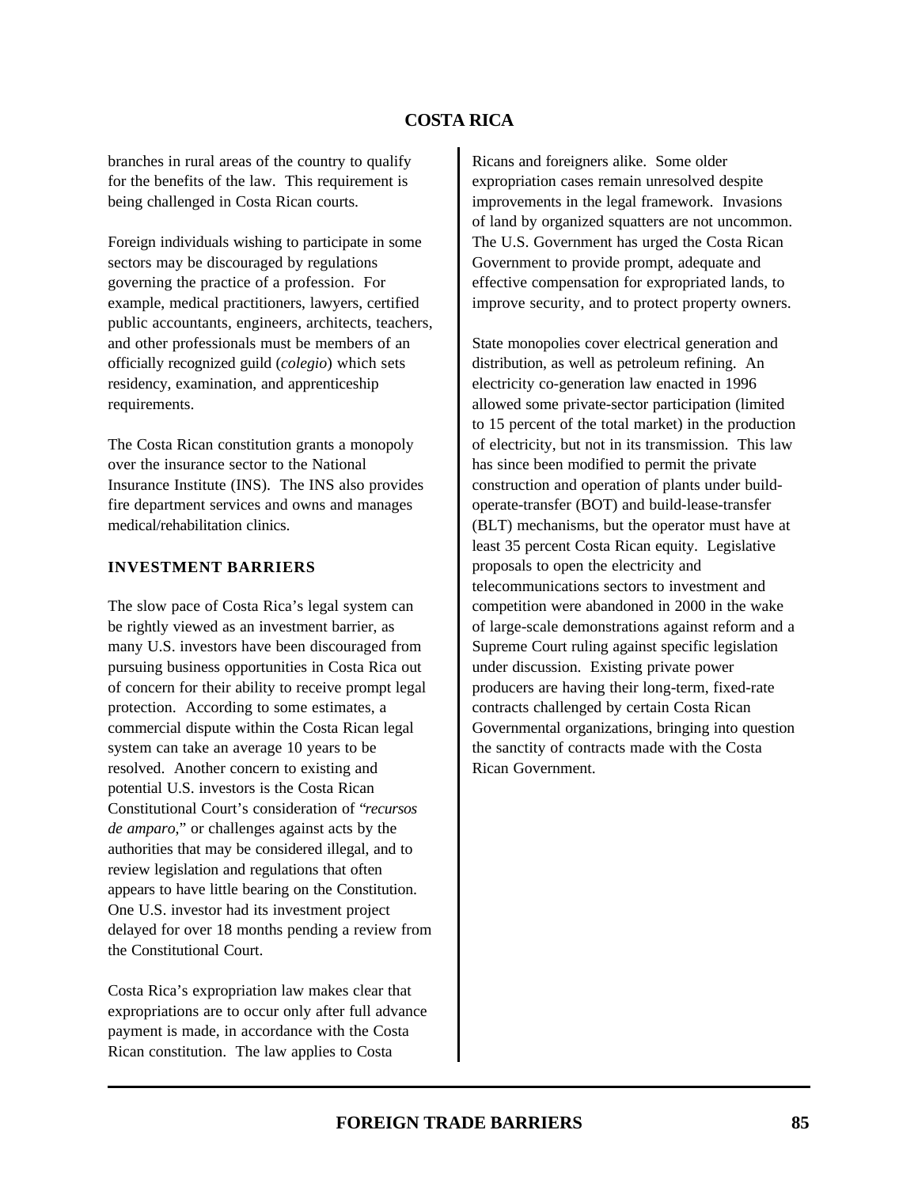branches in rural areas of the country to qualify for the benefits of the law. This requirement is being challenged in Costa Rican courts.

Foreign individuals wishing to participate in some sectors may be discouraged by regulations governing the practice of a profession. For example, medical practitioners, lawyers, certified public accountants, engineers, architects, teachers, and other professionals must be members of an officially recognized guild (*colegio*) which sets residency, examination, and apprenticeship requirements.

The Costa Rican constitution grants a monopoly over the insurance sector to the National Insurance Institute (INS). The INS also provides fire department services and owns and manages medical/rehabilitation clinics.

## INVESTMENT BARRIERS

The slow pace of Costa Rica's legal system can be rightly viewed as an investment barrier, as many U.S. investors have been discouraged from pursuing business opportunities in Costa Rica out of concern for their ability to receive prompt legal protection. According to some estimates, a commercial dispute within the Costa Rican legal system can take an average 10 years to be resolved. Another concern to existing and potential U.S. investors is the Costa Rican Constitutional Court's consideration of "*recursos de amparo*," or challenges against acts by the authorities that may be considered illegal, and to review legislation and regulations that often appears to have little bearing on the Constitution. One U.S. investor had its investment project delayed for over 18 months pending a review from the Constitutional Court.

Costa Rica's expropriation law makes clear that expropriations are to occur only after full advance payment is made, in accordance with the Costa Rican constitution. The law applies to Costa Ricans and foreigners alike. Some older expropriation cases remain unresolved despite improvements in the legal framework. Invasions of land by organized squatters are not uncommon. The U.S. Government has urged the Costa Rican Government to provide prompt, adequate and effective compensation for expropriated lands, to improve security, and to protect property owners.

State monopolies cover electrical generation and distribution, as well as petroleum refining. An electricity co-generation law enacted in 1996 allowed some private-sector participation (limited to 15 percent of the total market) in the production of electricity, but not in its transmission. This law has since been modified to permit the private construction and operation of plants under build-operate-transfer (BOT) and build-lease-transfer (BLT) mechanisms, but the operator must have at least 35 percent Costa Rican equity. Legislative proposals to open the electricity and telecommunications sectors to investment and competition were abandoned in 2000 in the wake of large-scale demonstrations against reform and a Supreme Court ruling against specific legislation under discussion. Existing private power producers are having their long-term, fixed-rate contracts challenged by certain Costa Rican Governmental organizations, bringing into question the sanctity of contracts made with the Costa Rican Government.